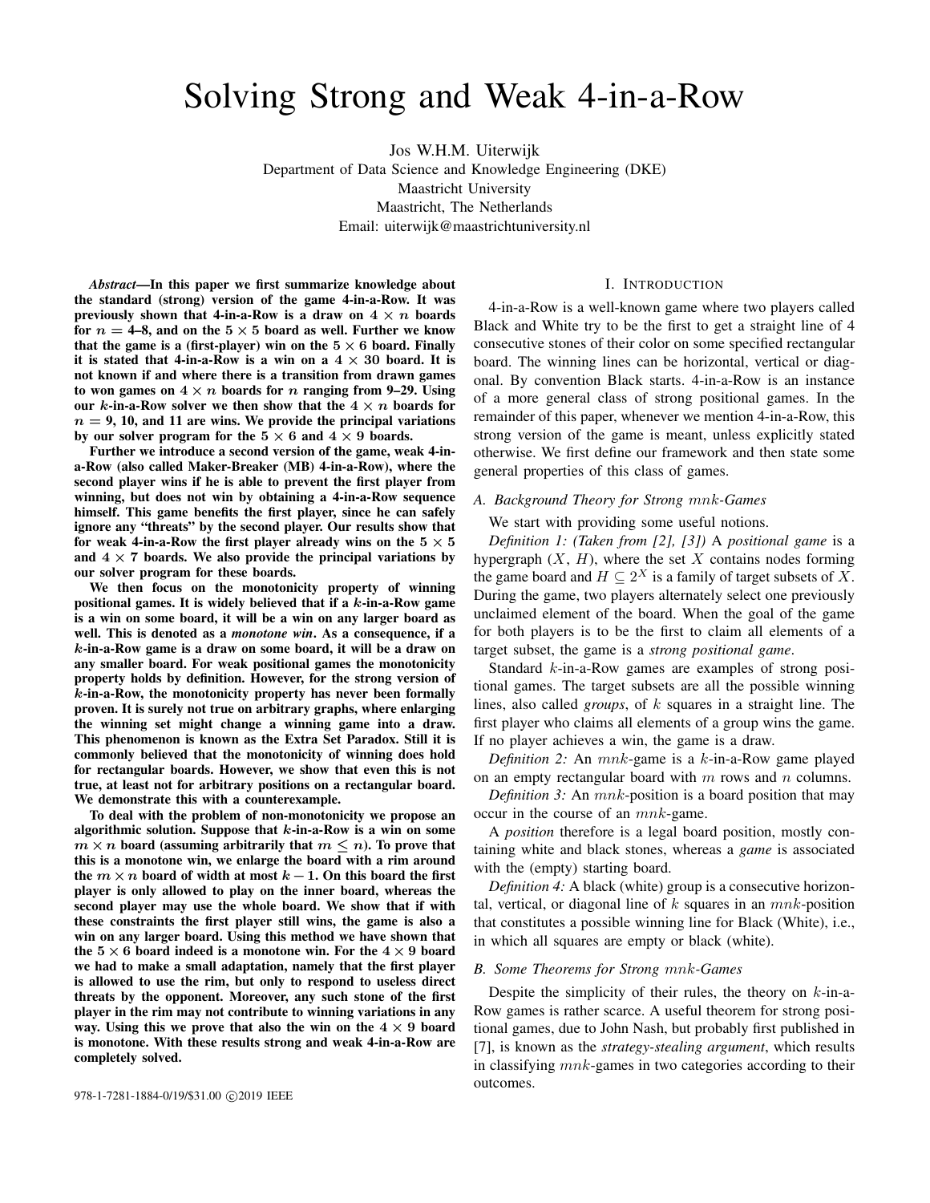# Solving Strong and Weak 4-in-a-Row

Jos W.H.M. Uiterwijk
Department of Data Science and Knowledge Engineering (DKE)
Maastricht University
Maastricht, The Netherlands
Email: uiterwijk@maastrichtuniversity.nl

***Abstract*—In this paper we first summarize knowledge about the standard (strong) version of the game 4-in-a-Row. It was previously shown that 4-in-a-Row is a draw on $4 \times n$ boards for $n$ = 4–8, and on the $5 \times 5$ board as well. Further we know that the game is a (first-player) win on the $5 \times 6$ board. Finally it is stated that 4-in-a-Row is a win on a $4 \times 30$ board. It is not known if and where there is a transition from drawn games to won games on $4 \times n$ boards for $n$ ranging from 9–29. Using our $k$-in-a-Row solver we then show that the $4 \times n$ boards for $n$ = 9, 10, and 11 are wins. We provide the principal variations by our solver program for the $5 \times 6$ and $4 \times 9$ boards.**

**Further we introduce a second version of the game, weak 4-in-a-Row (also called Maker-Breaker (MB) 4-in-a-Row), where the second player wins if he is able to prevent the first player from winning, but does not win by obtaining a 4-in-a-Row sequence himself. This game benefits the first player, since he can safely ignore any "threats" by the second player. Our results show that for weak 4-in-a-Row the first player already wins on the $5 \times 5$ and $4 \times 7$ boards. We also provide the principal variations by our solver program for these boards.**

**We then focus on the monotonicity property of winning positional games. It is widely believed that if a $k$-in-a-Row game is a win on some board, it will be a win on any larger board as well. This is denoted as a *monotone win*. As a consequence, if a $k$-in-a-Row game is a draw on some board, it will be a draw on any smaller board. For weak positional games the monotonicity property holds by definition. However, for the strong version of $k$-in-a-Row, the monotonicity property has never been formally proven. It is surely not true on arbitrary graphs, where enlarging the winning set might change a winning game into a draw. This phenomenon is known as the Extra Set Paradox. Still it is commonly believed that the monotonicity of winning does hold for rectangular boards. However, we show that even this is not true, at least not for arbitrary positions on a rectangular board. We demonstrate this with a counterexample.**

**To deal with the problem of non-monotonicity we propose an algorithmic solution. Suppose that $k$-in-a-Row is a win on some $m \times n$ board (assuming arbitrarily that $m \leq n$). To prove that this is a monotone win, we enlarge the board with a rim around the $m \times n$ board of width at most $k - 1$. On this board the first player is only allowed to play on the inner board, whereas the second player may use the whole board. We show that if with these constraints the first player still wins, the game is also a win on any larger board. Using this method we have shown that the $5 \times 6$ board indeed is a monotone win. For the $4 \times 9$ board we had to make a small adaptation, namely that the first player is allowed to use the rim, but only to respond to useless direct threats by the opponent. Moreover, any such stone of the first player in the rim may not contribute to winning variations in any way. Using this we prove that also the win on the $4 \times 9$ board is monotone. With these results strong and weak 4-in-a-Row are completely solved.**

## I. Introduction

4-in-a-Row is a well-known game where two players called Black and White try to be the first to get a straight line of 4 consecutive stones of their color on some specified rectangular board. The winning lines can be horizontal, vertical or diagonal. By convention Black starts. 4-in-a-Row is an instance of a more general class of strong positional games. In the remainder of this paper, whenever we mention 4-in-a-Row, this strong version of the game is meant, unless explicitly stated otherwise. We first define our framework and then state some general properties of this class of games.

### A. Background Theory for Strong $mnk$-Games

We start with providing some useful notions.

*Definition 1: (Taken from [2], [3])* A *positional game* is a hypergraph ($X$, $H$), where the set $X$ contains nodes forming the game board and $H \subseteq 2^X$ is a family of target subsets of $X$. During the game, two players alternately select one previously unclaimed element of the board. When the goal of the game for both players is to be the first to claim all elements of a target subset, the game is a *strong positional game*.

Standard $k$-in-a-Row games are examples of strong positional games. The target subsets are all the possible winning lines, also called *groups*, of $k$ squares in a straight line. The first player who claims all elements of a group wins the game. If no player achieves a win, the game is a draw.

*Definition 2:* An $mnk$-game is a $k$-in-a-Row game played on an empty rectangular board with $m$ rows and $n$ columns.

*Definition 3:* An $mnk$-position is a board position that may occur in the course of an $mnk$-game.

A *position* therefore is a legal board position, mostly containing white and black stones, whereas a *game* is associated with the (empty) starting board.

*Definition 4:* A black (white) group is a consecutive horizontal, vertical, or diagonal line of $k$ squares in an $mnk$-position that constitutes a possible winning line for Black (White), i.e., in which all squares are empty or black (white).

### B. Some Theorems for Strong $mnk$-Games

Despite the simplicity of their rules, the theory on $k$-in-a-Row games is rather scarce. A useful theorem for strong positional games, due to John Nash, but probably first published in [7], is known as the *strategy-stealing argument*, which results in classifying $mnk$-games in two categories according to their outcomes.

978-1-7281-1884-0/19/$31.00 ©2019 IEEE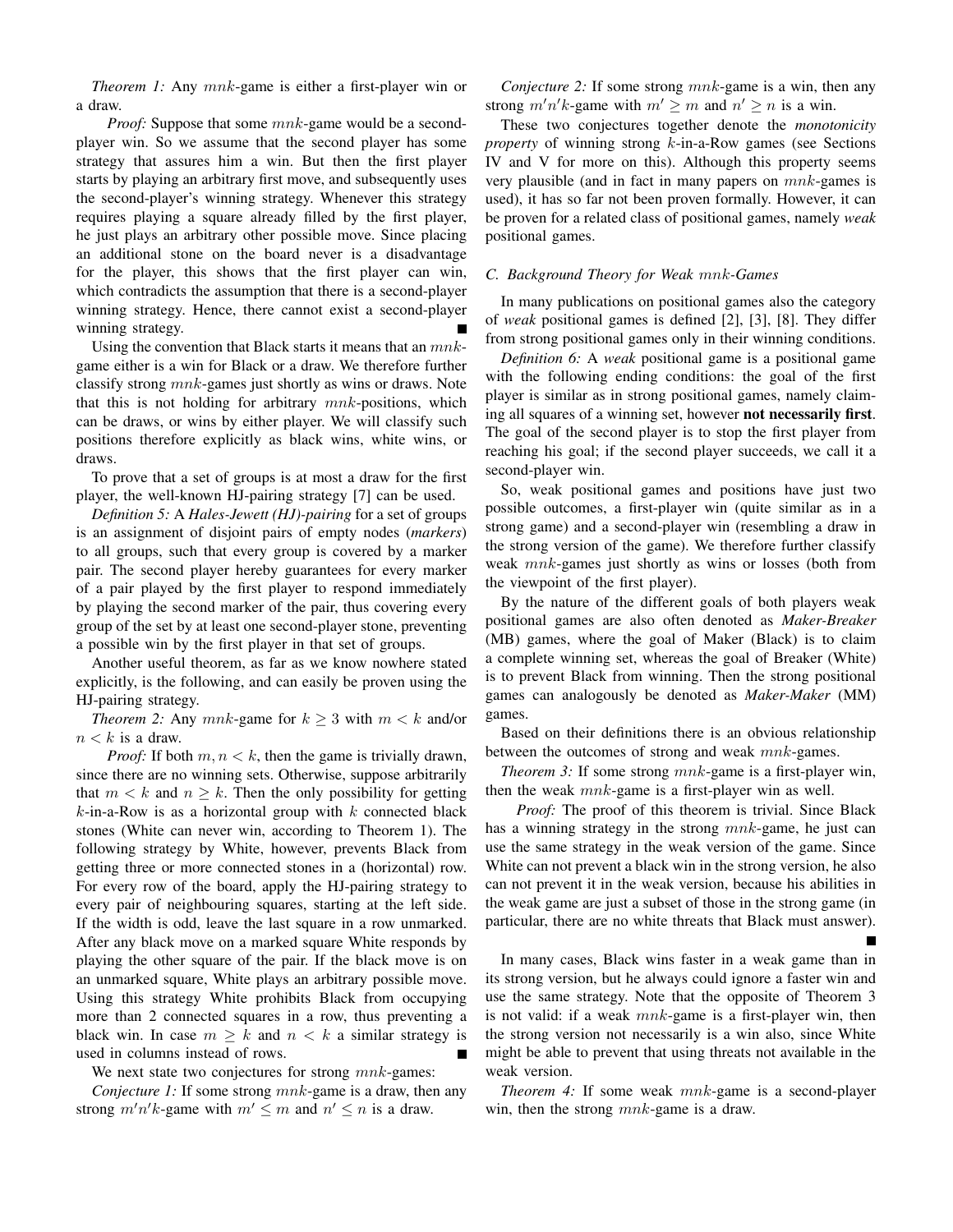*Theorem 1:* Any $mnk$-game is either a first-player win or a draw.

*Proof:* Suppose that some $mnk$-game would be a second-player win. So we assume that the second player has some strategy that assures him a win. But then the first player starts by playing an arbitrary first move, and subsequently uses the second-player's winning strategy. Whenever this strategy requires playing a square already filled by the first player, he just plays an arbitrary other possible move. Since placing an additional stone on the board never is a disadvantage for the player, this shows that the first player can win, which contradicts the assumption that there is a second-player winning strategy. Hence, there cannot exist a second-player winning strategy. ■

Using the convention that Black starts it means that an $mnk$-game either is a win for Black or a draw. We therefore further classify strong $mnk$-games just shortly as wins or draws. Note that this is not holding for arbitrary $mnk$-positions, which can be draws, or wins by either player. We will classify such positions therefore explicitly as black wins, white wins, or draws.

To prove that a set of groups is at most a draw for the first player, the well-known HJ-pairing strategy [7] can be used.

*Definition 5:* A *Hales-Jewett (HJ)-pairing* for a set of groups is an assignment of disjoint pairs of empty nodes (*markers*) to all groups, such that every group is covered by a marker pair. The second player hereby guarantees for every marker of a pair played by the first player to respond immediately by playing the second marker of the pair, thus covering every group of the set by at least one second-player stone, preventing a possible win by the first player in that set of groups.

Another useful theorem, as far as we know nowhere stated explicitly, is the following, and can easily be proven using the HJ-pairing strategy.

*Theorem 2:* Any $mnk$-game for $k \geq 3$ with $m < k$ and/or $n < k$ is a draw.

*Proof:* If both $m, n < k$, then the game is trivially drawn, since there are no winning sets. Otherwise, suppose arbitrarily that $m < k$ and $n \geq k$. Then the only possibility for getting $k$-in-a-Row is as a horizontal group with $k$ connected black stones (White can never win, according to Theorem 1). The following strategy by White, however, prevents Black from getting three or more connected stones in a (horizontal) row. For every row of the board, apply the HJ-pairing strategy to every pair of neighbouring squares, starting at the left side. If the width is odd, leave the last square in a row unmarked. After any black move on a marked square White responds by playing the other square of the pair. If the black move is on an unmarked square, White plays an arbitrary possible move. Using this strategy White prohibits Black from occupying more than 2 connected squares in a row, thus preventing a black win. In case $m \geq k$ and $n < k$ a similar strategy is used in columns instead of rows. ■

We next state two conjectures for strong $mnk$-games:

*Conjecture 1:* If some strong $mnk$-game is a draw, then any strong $m'n'k$-game with $m' \leq m$ and $n' \leq n$ is a draw.

*Conjecture 2:* If some strong $mnk$-game is a win, then any strong $m'n'k$-game with $m' \geq m$ and $n' \geq n$ is a win.

These two conjectures together denote the *monotonicity property* of winning strong $k$-in-a-Row games (see Sections IV and V for more on this). Although this property seems very plausible (and in fact in many papers on $mnk$-games is used), it has so far not been proven formally. However, it can be proven for a related class of positional games, namely *weak* positional games.

### C. Background Theory for Weak $mnk$-Games

In many publications on positional games also the category of *weak* positional games is defined [2], [3], [8]. They differ from strong positional games only in their winning conditions.

*Definition 6:* A *weak* positional game is a positional game with the following ending conditions: the goal of the first player is similar as in strong positional games, namely claiming all squares of a winning set, however **not necessarily first**. The goal of the second player is to stop the first player from reaching his goal; if the second player succeeds, we call it a second-player win.

So, weak positional games and positions have just two possible outcomes, a first-player win (quite similar as in a strong game) and a second-player win (resembling a draw in the strong version of the game). We therefore further classify weak $mnk$-games just shortly as wins or losses (both from the viewpoint of the first player).

By the nature of the different goals of both players weak positional games are also often denoted as *Maker-Breaker* (MB) games, where the goal of Maker (Black) is to claim a complete winning set, whereas the goal of Breaker (White) is to prevent Black from winning. Then the strong positional games can analogously be denoted as *Maker-Maker* (MM) games.

Based on their definitions there is an obvious relationship between the outcomes of strong and weak $mnk$-games.

*Theorem 3:* If some strong $mnk$-game is a first-player win, then the weak $mnk$-game is a first-player win as well.

*Proof:* The proof of this theorem is trivial. Since Black has a winning strategy in the strong $mnk$-game, he just can use the same strategy in the weak version of the game. Since White can not prevent a black win in the strong version, he also can not prevent it in the weak version, because his abilities in the weak game are just a subset of those in the strong game (in particular, there are no white threats that Black must answer). ■

In many cases, Black wins faster in a weak game than in its strong version, but he always could ignore a faster win and use the same strategy. Note that the opposite of Theorem 3 is not valid: if a weak $mnk$-game is a first-player win, then the strong version not necessarily is a win also, since White might be able to prevent that using threats not available in the weak version.

*Theorem 4:* If some weak $mnk$-game is a second-player win, then the strong $mnk$-game is a draw.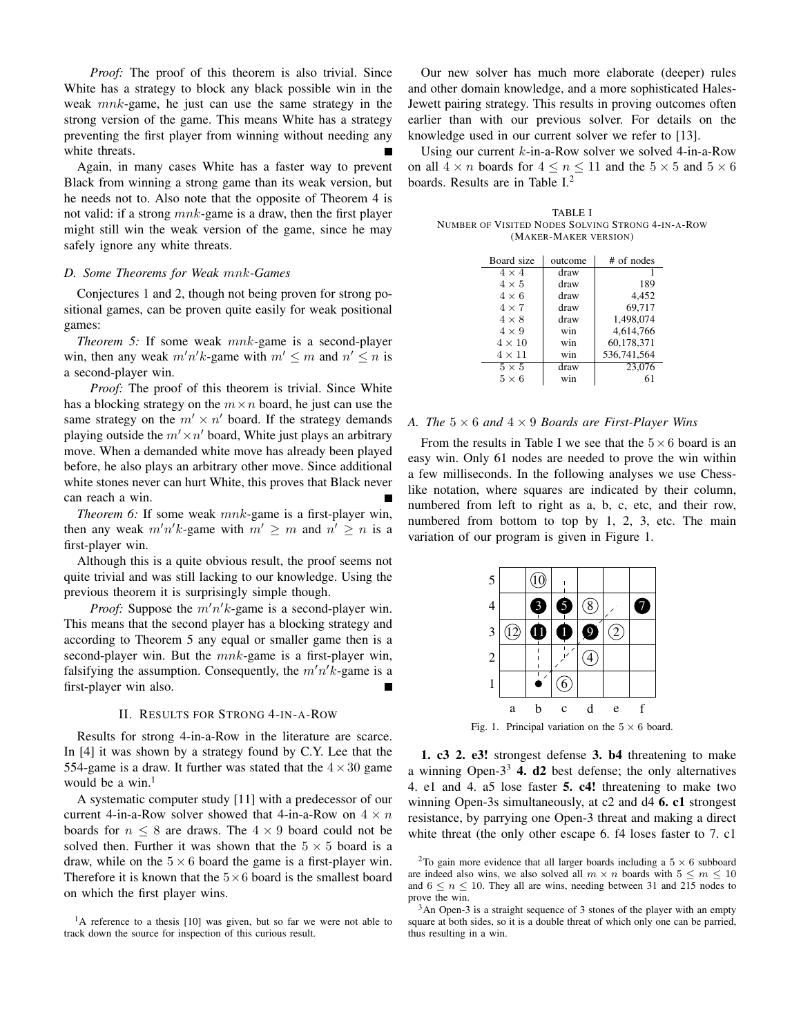*Proof:* The proof of this theorem is also trivial. Since White has a strategy to block any black possible win in the weak $mnk$-game, he just can use the same strategy in the strong version of the game. This means White has a strategy preventing the first player from winning without needing any white threats. ∎

Again, in many cases White has a faster way to prevent Black from winning a strong game than its weak version, but he needs not to. Also note that the opposite of Theorem 4 is not valid: if a strong $mnk$-game is a draw, then the first player might still win the weak version of the game, since he may safely ignore any white threats.

### D. Some Theorems for Weak $mnk$-Games

Conjectures 1 and 2, though not being proven for strong positional games, can be proven quite easily for weak positional games:

*Theorem 5:* If some weak $mnk$-game is a second-player win, then any weak $m'n'k$-game with $m' \leq m$ and $n' \leq n$ is a second-player win.

*Proof:* The proof of this theorem is trivial. Since White has a blocking strategy on the $m \times n$ board, he just can use the same strategy on the $m' \times n'$ board. If the strategy demands playing outside the $m' \times n'$ board, White just plays an arbitrary move. When a demanded white move has already been played before, he also plays an arbitrary other move. Since additional white stones never can hurt White, this proves that Black never can reach a win. ∎

*Theorem 6:* If some weak $mnk$-game is a first-player win, then any weak $m'n'k$-game with $m' \geq m$ and $n' \geq n$ is a first-player win.

Although this is a quite obvious result, the proof seems not quite trivial and was still lacking to our knowledge. Using the previous theorem it is surprisingly simple though.

*Proof:* Suppose the $m'n'k$-game is a second-player win. This means that the second player has a blocking strategy and according to Theorem 5 any equal or smaller game then is a second-player win. But the $mnk$-game is a first-player win, falsifying the assumption. Consequently, the $m'n'k$-game is a first-player win also. ∎

## II. Results for Strong 4-in-a-Row

Results for strong 4-in-a-Row in the literature are scarce. In [4] it was shown by a strategy found by C.Y. Lee that the 554-game is a draw. It further was stated that the $4 \times 30$ game would be a win.[1]

A systematic computer study [11] with a predecessor of our current 4-in-a-Row solver showed that 4-in-a-Row on $4 \times n$ boards for $n \leq 8$ are draws. The $4 \times 9$ board could not be solved then. Further it was shown that the $5 \times 5$ board is a draw, while on the $5 \times 6$ board the game is a first-player win. Therefore it is known that the $5 \times 6$ board is the smallest board on which the first player wins.

[1]A reference to a thesis [10] was given, but so far we were not able to track down the source for inspection of this curious result.

Our new solver has much more elaborate (deeper) rules and other domain knowledge, and a more sophisticated Hales-Jewett pairing strategy. This results in proving outcomes often earlier than with our previous solver. For details on the knowledge used in our current solver we refer to [13].

Using our current $k$-in-a-Row solver we solved 4-in-a-Row on all $4 \times n$ boards for $4 \leq n \leq 11$ and the $5 \times 5$ and $5 \times 6$ boards. Results are in Table I.[2]

TABLE I
Number of Visited Nodes Solving Strong 4-in-a-Row (Maker-Maker version)

| Board size | outcome | # of nodes |
|---|---|---|
| $4 \times 4$ | draw | 1 |
| $4 \times 5$ | draw | 189 |
| $4 \times 6$ | draw | 4,452 |
| $4 \times 7$ | draw | 69,717 |
| $4 \times 8$ | draw | 1,498,074 |
| $4 \times 9$ | win | 4,614,766 |
| $4 \times 10$ | win | 60,178,371 |
| $4 \times 11$ | win | 536,741,564 |
| $5 \times 5$ | draw | 23,076 |
| $5 \times 6$ | win | 61 |

### A. The $5 \times 6$ and $4 \times 9$ Boards are First-Player Wins

From the results in Table I we see that the $5 \times 6$ board is an easy win. Only 61 nodes are needed to prove the win within a few milliseconds. In the following analyses we use Chess-like notation, where squares are indicated by their column, numbered from left to right as a, b, c, etc, and their row, numbered from bottom to top by 1, 2, 3, etc. The main variation of our program is given in Figure 1.

|   | a | b | c | d | e | f |
|---|---|---|---|---|---|---|
| 5 |  | (10) |  |  |  |  |
| 4 |  | ● 3 | ● 5 | (8) |  | ● 7 |
| 3 | (12) | ● 11 | ● 1 | ● 9 | (2) |  |
| 2 |  |  |  | (4) |  |  |
| 1 |  | ● | (6) |  |  |  |

Fig. 1. Principal variation on the $5 \times 6$ board.

**1. c3 2. e3!** strongest defense **3. b4** threatening to make a winning Open-3[3] **4. d2** best defense; the only alternatives 4. e1 and 4. a5 lose faster **5. c4!** threatening to make two winning Open-3s simultaneously, at c2 and d4 **6. c1** strongest resistance, by parrying one Open-3 threat and making a direct white threat (the only other escape 6. f4 loses faster to 7. c1

[2]To gain more evidence that all larger boards including a $5 \times 6$ subboard are indeed also wins, we also solved all $m \times n$ boards with $5 \leq m \leq 10$ and $6 \leq n \leq 10$. They all are wins, needing between 31 and 215 nodes to prove the win.

[3]An Open-3 is a straight sequence of 3 stones of the player with an empty square at both sides, so it is a double threat of which only one can be parried, thus resulting in a win.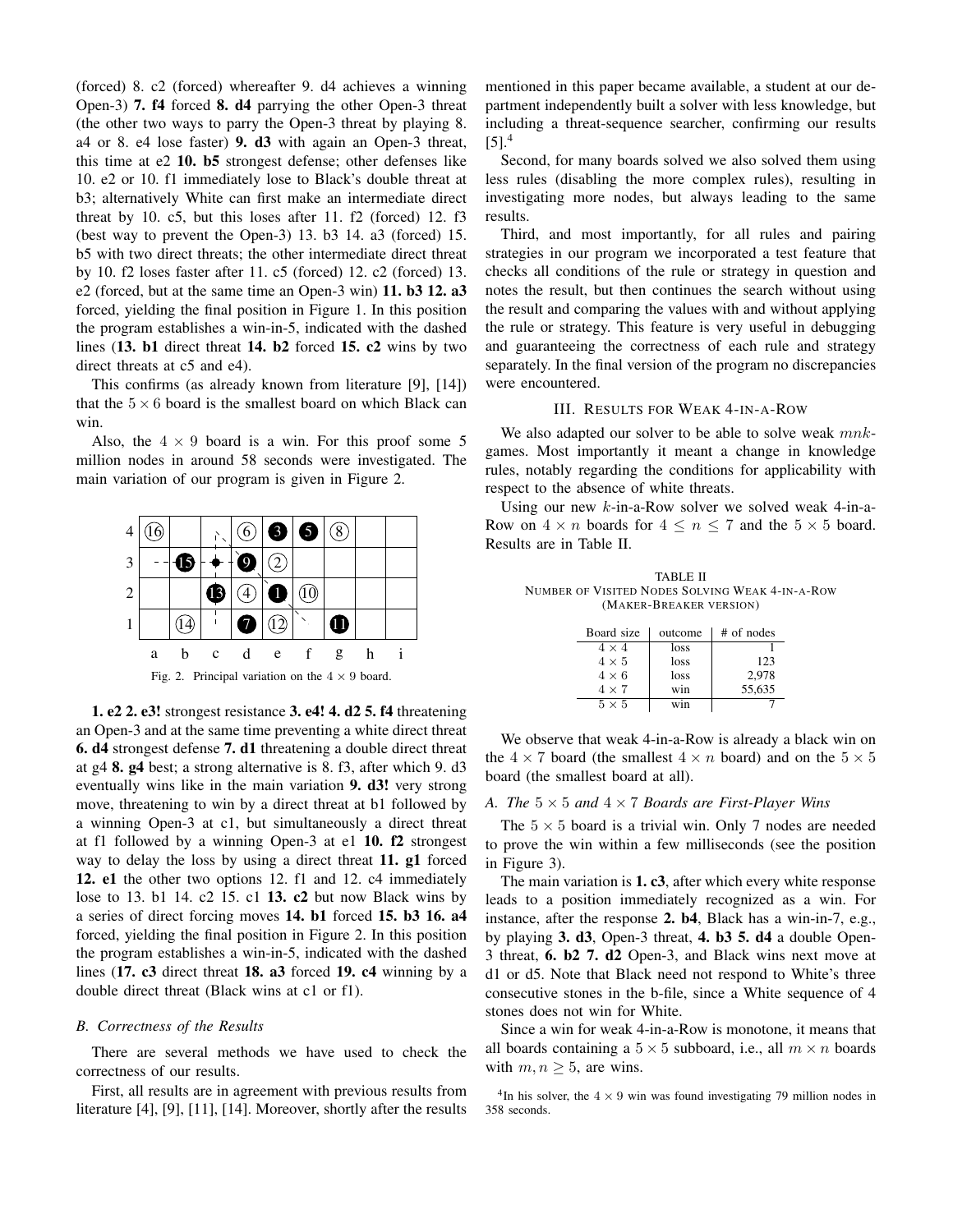(forced) 8. c2 (forced) whereafter 9. d4 achieves a winning Open-3) **7. f4** forced **8. d4** parrying the other Open-3 threat (the other two ways to parry the Open-3 threat by playing 8. a4 or 8. e4 lose faster) **9. d3** with again an Open-3 threat, this time at e2 **10. b5** strongest defense; other defenses like 10. e2 or 10. f1 immediately lose to Black's double threat at b3; alternatively White can first make an intermediate direct threat by 10. c5, but this loses after 11. f2 (forced) 12. f3 (best way to prevent the Open-3) 13. b3 14. a3 (forced) 15. b5 with two direct threats; the other intermediate direct threat by 10. f2 loses faster after 11. c5 (forced) 12. c2 (forced) 13. e2 (forced, but at the same time an Open-3 win) **11. b3 12. a3** forced, yielding the final position in Figure 1. In this position the program establishes a win-in-5, indicated with the dashed lines (**13. b1** direct threat **14. b2** forced **15. c2** wins by two direct threats at c5 and e4).

This confirms (as already known from literature [9], [14]) that the $5 \times 6$ board is the smallest board on which Black can win.

Also, the $4 \times 9$ board is a win. For this proof some 5 million nodes in around 58 seconds were investigated. The main variation of our program is given in Figure 2.

Fig. 2. Principal variation on the $4 \times 9$ board.

**1. e2 2. e3!** strongest resistance **3. e4! 4. d2 5. f4** threatening an Open-3 and at the same time preventing a white direct threat **6. d4** strongest defense **7. d1** threatening a double direct threat at g4 **8. g4** best; a strong alternative is 8. f3, after which 9. d3 eventually wins like in the main variation **9. d3!** very strong move, threatening to win by a direct threat at b1 followed by a winning Open-3 at c1, but simultaneously a direct threat at f1 followed by a winning Open-3 at e1 **10. f2** strongest way to delay the loss by using a direct threat **11. g1** forced **12. e1** the other two options 12. f1 and 12. c4 immediately lose to 13. b1 14. c2 15. c1 **13. c2** but now Black wins by a series of direct forcing moves **14. b1** forced **15. b3 16. a4** forced, yielding the final position in Figure 2. In this position the program establishes a win-in-5, indicated with the dashed lines (**17. c3** direct threat **18. a3** forced **19. c4** winning by a double direct threat (Black wins at c1 or f1).

### *B. Correctness of the Results*

There are several methods we have used to check the correctness of our results.

First, all results are in agreement with previous results from literature [4], [9], [11], [14]. Moreover, shortly after the results mentioned in this paper became available, a student at our department independently built a solver with less knowledge, but including a threat-sequence searcher, confirming our results [5].[4]

Second, for many boards solved we also solved them using less rules (disabling the more complex rules), resulting in investigating more nodes, but always leading to the same results.

Third, and most importantly, for all rules and pairing strategies in our program we incorporated a test feature that checks all conditions of the rule or strategy in question and notes the result, but then continues the search without using the result and comparing the values with and without applying the rule or strategy. This feature is very useful in debugging and guaranteeing the correctness of each rule and strategy separately. In the final version of the program no discrepancies were encountered.

## III. Results for Weak 4-in-a-Row

We also adapted our solver to be able to solve weak $mnk$-games. Most importantly it meant a change in knowledge rules, notably regarding the conditions for applicability with respect to the absence of white threats.

Using our new $k$-in-a-Row solver we solved weak 4-in-a-Row on $4 \times n$ boards for $4 \le n \le 7$ and the $5 \times 5$ board. Results are in Table II.

TABLE II
Number of Visited Nodes Solving Weak 4-in-a-Row (Maker-Breaker version)

| Board size | outcome | # of nodes |
|---|---|---|
| $4 \times 4$ | loss | 1 |
| $4 \times 5$ | loss | 123 |
| $4 \times 6$ | loss | 2,978 |
| $4 \times 7$ | win | 55,635 |
| $5 \times 5$ | win | 7 |

We observe that weak 4-in-a-Row is already a black win on the $4 \times 7$ board (the smallest $4 \times n$ board) and on the $5 \times 5$ board (the smallest board at all).

### *A. The $5 \times 5$ and $4 \times 7$ Boards are First-Player Wins*

The $5 \times 5$ board is a trivial win. Only 7 nodes are needed to prove the win within a few milliseconds (see the position in Figure 3).

The main variation is **1. c3**, after which every white response leads to a position immediately recognized as a win. For instance, after the response **2. b4**, Black has a win-in-7, e.g., by playing **3. d3**, Open-3 threat, **4. b3 5. d4** a double Open-3 threat, **6. b2 7. d2** Open-3, and Black wins next move at d1 or d5. Note that Black need not respond to White's three consecutive stones in the b-file, since a White sequence of 4 stones does not win for White.

Since a win for weak 4-in-a-Row is monotone, it means that all boards containing a $5 \times 5$ subboard, i.e., all $m \times n$ boards with $m, n \ge 5$, are wins.

[4] In his solver, the $4 \times 9$ win was found investigating 79 million nodes in 358 seconds.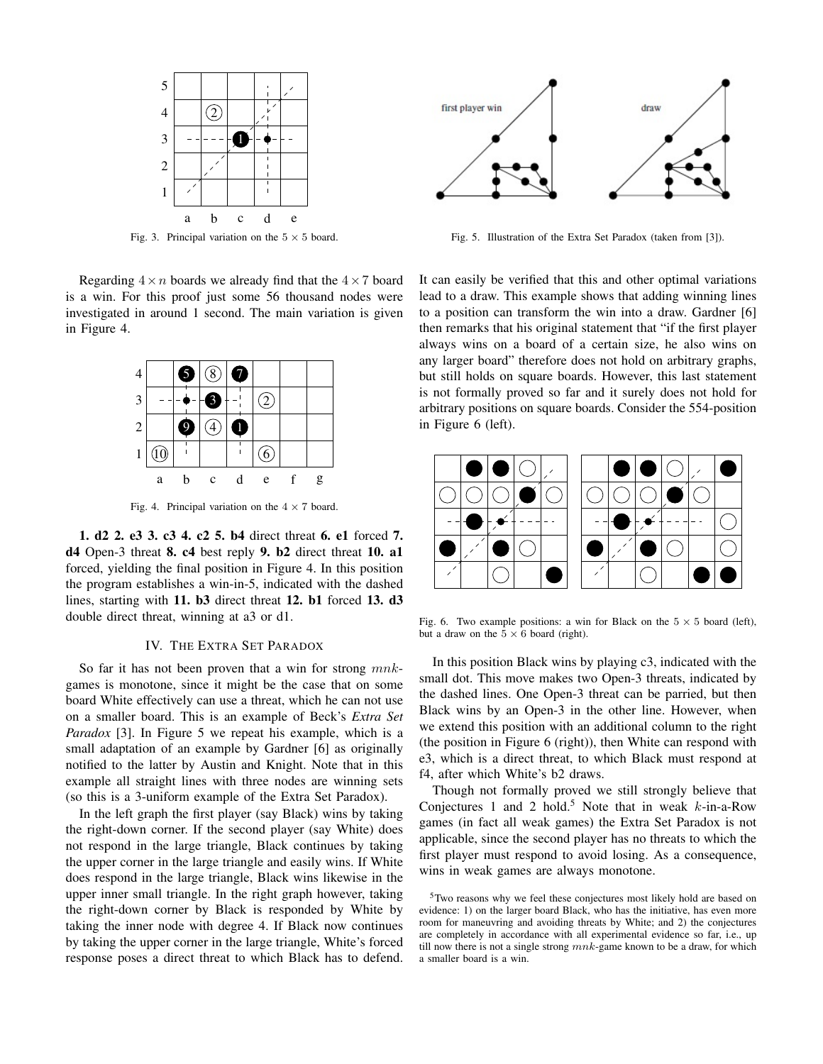Fig. 3. Principal variation on the $5 \times 5$ board.

Regarding $4 \times n$ boards we already find that the $4 \times 7$ board is a win. For this proof just some 56 thousand nodes were investigated in around 1 second. The main variation is given in Figure 4.

Fig. 4. Principal variation on the $4 \times 7$ board.

**1. d2 2. e3 3. c3 4. c2 5. b4** direct threat **6. e1** forced **7. d4** Open-3 threat **8. c4** best reply **9. b2** direct threat **10. a1** forced, yielding the final position in Figure 4. In this position the program establishes a win-in-5, indicated with the dashed lines, starting with **11. b3** direct threat **12. b1** forced **13. d3** double direct threat, winning at a3 or d1.

## IV. The Extra Set Paradox

So far it has not been proven that a win for strong $mnk$-games is monotone, since it might be the case that on some board White effectively can use a threat, which he can not use on a smaller board. This is an example of Beck's *Extra Set Paradox* [3]. In Figure 5 we repeat his example, which is a small adaptation of an example by Gardner [6] as originally notified to the latter by Austin and Knight. Note that in this example all straight lines with three nodes are winning sets (so this is a 3-uniform example of the Extra Set Paradox).

In the left graph the first player (say Black) wins by taking the right-down corner. If the second player (say White) does not respond in the large triangle, Black continues by taking the upper corner in the large triangle and easily wins. If White does respond in the large triangle, Black wins likewise in the upper inner small triangle. In the right graph however, taking the right-down corner by Black is responded by White by taking the inner node with degree 4. If Black now continues by taking the upper corner in the large triangle, White's forced response poses a direct threat to which Black has to defend. It can easily be verified that this and other optimal variations lead to a draw. This example shows that adding winning lines to a position can transform the win into a draw. Gardner [6] then remarks that his original statement that "if the first player always wins on a board of a certain size, he also wins on any larger board" therefore does not hold on arbitrary graphs, but still holds on square boards. However, this last statement is not formally proved so far and it surely does not hold for arbitrary positions on square boards. Consider the 554-position in Figure 6 (left).

Fig. 5. Illustration of the Extra Set Paradox (taken from [3]).

Fig. 6. Two example positions: a win for Black on the $5 \times 5$ board (left), but a draw on the $5 \times 6$ board (right).

In this position Black wins by playing c3, indicated with the small dot. This move makes two Open-3 threats, indicated by the dashed lines. One Open-3 threat can be parried, but then Black wins by an Open-3 in the other line. However, when we extend this position with an additional column to the right (the position in Figure 6 (right)), then White can respond with e3, which is a direct threat, to which Black must respond at f4, after which White's b2 draws.

Though not formally proved we still strongly believe that Conjectures 1 and 2 hold.[5] Note that in weak $k$-in-a-Row games (in fact all weak games) the Extra Set Paradox is not applicable, since the second player has no threats to which the first player must respond to avoid losing. As a consequence, wins in weak games are always monotone.

[5] Two reasons why we feel these conjectures most likely hold are based on evidence: 1) on the larger board Black, who has the initiative, has even more room for maneuvring and avoiding threats by White; and 2) the conjectures are completely in accordance with all experimental evidence so far, i.e., up till now there is not a single strong $mnk$-game known to be a draw, for which a smaller board is a win.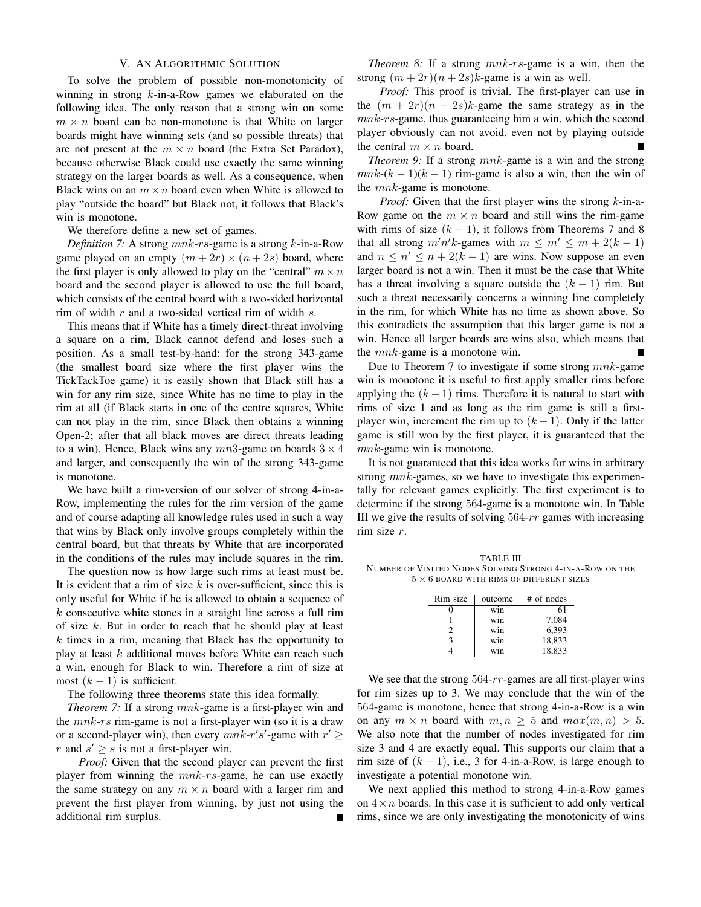## V. An Algorithmic Solution

To solve the problem of possible non-monotonicity of winning in strong $k$-in-a-Row games we elaborated on the following idea. The only reason that a strong win on some $m \times n$ board can be non-monotone is that White on larger boards might have winning sets (and so possible threats) that are not present at the $m \times n$ board (the Extra Set Paradox), because otherwise Black could use exactly the same winning strategy on the larger boards as well. As a consequence, when Black wins on an $m \times n$ board even when White is allowed to play "outside the board" but Black not, it follows that Black's win is monotone.

We therefore define a new set of games.

*Definition 7:* A strong $mnk$-$rs$-game is a strong $k$-in-a-Row game played on an empty $(m + 2r) \times (n + 2s)$ board, where the first player is only allowed to play on the "central" $m \times n$ board and the second player is allowed to use the full board, which consists of the central board with a two-sided horizontal rim of width $r$ and a two-sided vertical rim of width $s$.

This means that if White has a timely direct-threat involving a square on a rim, Black cannot defend and loses such a position. As a small test-by-hand: for the strong 343-game (the smallest board size where the first player wins the TickTackToe game) it is easily shown that Black still has a win for any rim size, since White has no time to play in the rim at all (if Black starts in one of the centre squares, White can not play in the rim, since Black then obtains a winning Open-2; after that all black moves are direct threats leading to a win). Hence, Black wins any $mn3$-game on boards $3 \times 4$ and larger, and consequently the win of the strong 343-game is monotone.

We have built a rim-version of our solver of strong 4-in-a-Row, implementing the rules for the rim version of the game and of course adapting all knowledge rules used in such a way that wins by Black only involve groups completely within the central board, but that threats by White that are incorporated in the conditions of the rules may include squares in the rim.

The question now is how large such rims at least must be. It is evident that a rim of size $k$ is over-sufficient, since this is only useful for White if he is allowed to obtain a sequence of $k$ consecutive white stones in a straight line across a full rim of size $k$. But in order to reach that he should play at least $k$ times in a rim, meaning that Black has the opportunity to play at least $k$ additional moves before White can reach such a win, enough for Black to win. Therefore a rim of size at most $(k - 1)$ is sufficient.

The following three theorems state this idea formally.

*Theorem 7:* If a strong $mnk$-game is a first-player win and the $mnk$-$rs$ rim-game is not a first-player win (so it is a draw or a second-player win), then every $mnk$-$r's'$-game with $r' \geq r$ and $s' \geq s$ is not a first-player win.

*Proof:* Given that the second player can prevent the first player from winning the $mnk$-$rs$-game, he can use exactly the same strategy on any $m \times n$ board with a larger rim and prevent the first player from winning, by just not using the additional rim surplus. ∎

*Theorem 8:* If a strong $mnk$-$rs$-game is a win, then the strong $(m + 2r)(n + 2s)k$-game is a win as well.

*Proof:* This proof is trivial. The first-player can use in the $(m + 2r)(n + 2s)k$-game the same strategy as in the $mnk$-$rs$-game, thus guaranteeing him a win, which the second player obviously can not avoid, even not by playing outside the central $m \times n$ board. ∎

*Theorem 9:* If a strong $mnk$-game is a win and the strong $mnk$-$(k - 1)(k - 1)$ rim-game is also a win, then the win of the $mnk$-game is monotone.

*Proof:* Given that the first player wins the strong $k$-in-a-Row game on the $m \times n$ board and still wins the rim-game with rims of size $(k - 1)$, it follows from Theorems 7 and 8 that all strong $m'n'k$-games with $m \leq m' \leq m + 2(k - 1)$ and $n \leq n' \leq n + 2(k - 1)$ are wins. Now suppose an even larger board is not a win. Then it must be the case that White has a threat involving a square outside the $(k - 1)$ rim. But such a threat necessarily concerns a winning line completely in the rim, for which White has no time as shown above. So this contradicts the assumption that this larger game is not a win. Hence all larger boards are wins also, which means that the $mnk$-game is a monotone win. ∎

Due to Theorem 7 to investigate if some strong $mnk$-game win is monotone it is useful to first apply smaller rims before applying the $(k - 1)$ rims. Therefore it is natural to start with rims of size 1 and as long as the rim game is still a first-player win, increment the rim up to $(k - 1)$. Only if the latter game is still won by the first player, it is guaranteed that the $mnk$-game win is monotone.

It is not guaranteed that this idea works for wins in arbitrary strong $mnk$-games, so we have to investigate this experimentally for relevant games explicitly. The first experiment is to determine if the strong 564-game is a monotone win. In Table III we give the results of solving 564-$rr$ games with increasing rim size $r$.

TABLE III
NUMBER OF VISITED NODES SOLVING STRONG 4-IN-A-ROW ON THE $5 \times 6$ BOARD WITH RIMS OF DIFFERENT SIZES

| Rim size | outcome | # of nodes |
|---|---|---|
| 0 | win | 61 |
| 1 | win | 7,084 |
| 2 | win | 6,393 |
| 3 | win | 18,833 |
| 4 | win | 18,833 |

We see that the strong 564-$rr$-games are all first-player wins for rim sizes up to 3. We may conclude that the win of the 564-game is monotone, hence that strong 4-in-a-Row is a win on any $m \times n$ board with $m, n \geq 5$ and $max(m, n) > 5$. We also note that the number of nodes investigated for rim size 3 and 4 are exactly equal. This supports our claim that a rim size of $(k - 1)$, i.e., 3 for 4-in-a-Row, is large enough to investigate a potential monotone win.

We next applied this method to strong 4-in-a-Row games on $4 \times n$ boards. In this case it is sufficient to add only vertical rims, since we are only investigating the monotonicity of wins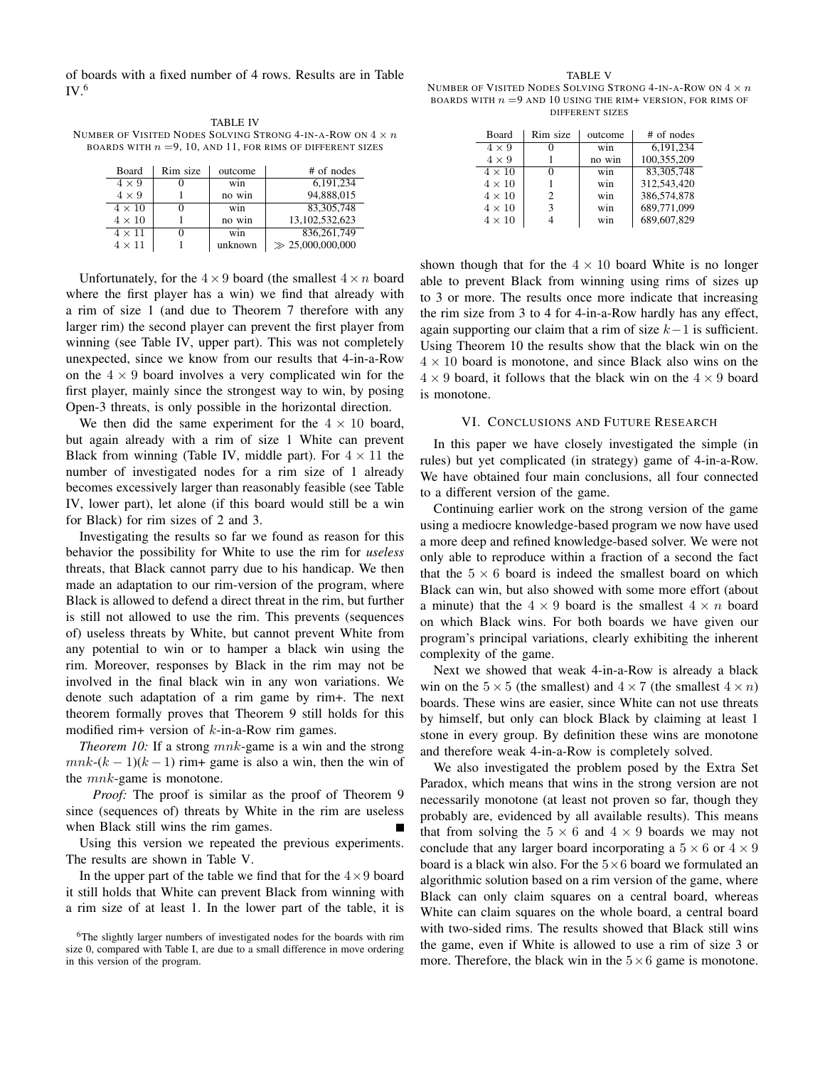of boards with a fixed number of 4 rows. Results are in Table IV.[6]

TABLE IV
NUMBER OF VISITED NODES SOLVING STRONG 4-IN-A-ROW ON $4 \times n$ BOARDS WITH $n = 9$, 10, AND 11, FOR RIMS OF DIFFERENT SIZES

| Board | Rim size | outcome | # of nodes |
|---|---|---|---|
| $4 \times 9$ | 0 | win | 6,191,234 |
| $4 \times 9$ | 1 | no win | 94,888,015 |
| $4 \times 10$ | 0 | win | 83,305,748 |
| $4 \times 10$ | 1 | no win | 13,102,532,623 |
| $4 \times 11$ | 0 | win | 836,261,749 |
| $4 \times 11$ | 1 | unknown | $\gg$ 25,000,000,000 |

Unfortunately, for the $4 \times 9$ board (the smallest $4 \times n$ board where the first player has a win) we find that already with a rim of size 1 (and due to Theorem 7 therefore with any larger rim) the second player can prevent the first player from winning (see Table IV, upper part). This was not completely unexpected, since we know from our results that 4-in-a-Row on the $4 \times 9$ board involves a very complicated win for the first player, mainly since the strongest way to win, by posing Open-3 threats, is only possible in the horizontal direction.

We then did the same experiment for the $4 \times 10$ board, but again already with a rim of size 1 White can prevent Black from winning (Table IV, middle part). For $4 \times 11$ the number of investigated nodes for a rim size of 1 already becomes excessively larger than reasonably feasible (see Table IV, lower part), let alone (if this board would still be a win for Black) for rim sizes of 2 and 3.

Investigating the results so far we found as reason for this behavior the possibility for White to use the rim for *useless* threats, that Black cannot parry due to his handicap. We then made an adaptation to our rim-version of the program, where Black is allowed to defend a direct threat in the rim, but further is still not allowed to use the rim. This prevents (sequences of) useless threats by White, but cannot prevent White from any potential to win or to hamper a black win using the rim. Moreover, responses by Black in the rim may not be involved in the final black win in any won variations. We denote such adaptation of a rim game by rim+. The next theorem formally proves that Theorem 9 still holds for this modified rim+ version of $k$-in-a-Row rim games.

*Theorem 10:* If a strong $mnk$-game is a win and the strong $mnk$-$(k-1)(k-1)$ rim+ game is also a win, then the win of the $mnk$-game is monotone.

*Proof:* The proof is similar as the proof of Theorem 9 since (sequences of) threats by White in the rim are useless when Black still wins the rim games. ∎

Using this version we repeated the previous experiments. The results are shown in Table V.

In the upper part of the table we find that for the $4 \times 9$ board it still holds that White can prevent Black from winning with a rim size of at least 1. In the lower part of the table, it is shown though that for the $4 \times 10$ board White is no longer able to prevent Black from winning using rims of sizes up to 3 or more. The results once more indicate that increasing the rim size from 3 to 4 for 4-in-a-Row hardly has any effect, again supporting our claim that a rim of size $k-1$ is sufficient. Using Theorem 10 the results show that the black win on the $4 \times 10$ board is monotone, and since Black also wins on the $4 \times 9$ board, it follows that the black win on the $4 \times 9$ board is monotone.

TABLE V
NUMBER OF VISITED NODES SOLVING STRONG 4-IN-A-ROW ON $4 \times n$ BOARDS WITH $n = 9$ AND 10 USING THE RIM+ VERSION, FOR RIMS OF DIFFERENT SIZES

| Board | Rim size | outcome | # of nodes |
|---|---|---|---|
| $4 \times 9$ | 0 | win | 6,191,234 |
| $4 \times 9$ | 1 | no win | 100,355,209 |
| $4 \times 10$ | 0 | win | 83,305,748 |
| $4 \times 10$ | 1 | win | 312,543,420 |
| $4 \times 10$ | 2 | win | 386,574,878 |
| $4 \times 10$ | 3 | win | 689,771,099 |
| $4 \times 10$ | 4 | win | 689,607,829 |

## VI. CONCLUSIONS AND FUTURE RESEARCH

In this paper we have closely investigated the simple (in rules) but yet complicated (in strategy) game of 4-in-a-Row. We have obtained four main conclusions, all four connected to a different version of the game.

Continuing earlier work on the strong version of the game using a mediocre knowledge-based program we now have used a more deep and refined knowledge-based solver. We were not only able to reproduce within a fraction of a second the fact that the $5 \times 6$ board is indeed the smallest board on which Black can win, but also showed with some more effort (about a minute) that the $4 \times 9$ board is the smallest $4 \times n$ board on which Black wins. For both boards we have given our program's principal variations, clearly exhibiting the inherent complexity of the game.

Next we showed that weak 4-in-a-Row is already a black win on the $5 \times 5$ (the smallest) and $4 \times 7$ (the smallest $4 \times n$) boards. These wins are easier, since White can not use threats by himself, but only can block Black by claiming at least 1 stone in every group. By definition these wins are monotone and therefore weak 4-in-a-Row is completely solved.

We also investigated the problem posed by the Extra Set Paradox, which means that wins in the strong version are not necessarily monotone (at least not proven so far, though they probably are, evidenced by all available results). This means that from solving the $5 \times 6$ and $4 \times 9$ boards we may not conclude that any larger board incorporating a $5 \times 6$ or $4 \times 9$ board is a black win also. For the $5 \times 6$ board we formulated an algorithmic solution based on a rim version of the game, where Black can only claim squares on a central board, whereas White can claim squares on the whole board, a central board with two-sided rims. The results showed that Black still wins the game, even if White is allowed to use a rim of size 3 or more. Therefore, the black win in the $5 \times 6$ game is monotone.

[6] The slightly larger numbers of investigated nodes for the boards with rim size 0, compared with Table I, are due to a small difference in move ordering in this version of the program.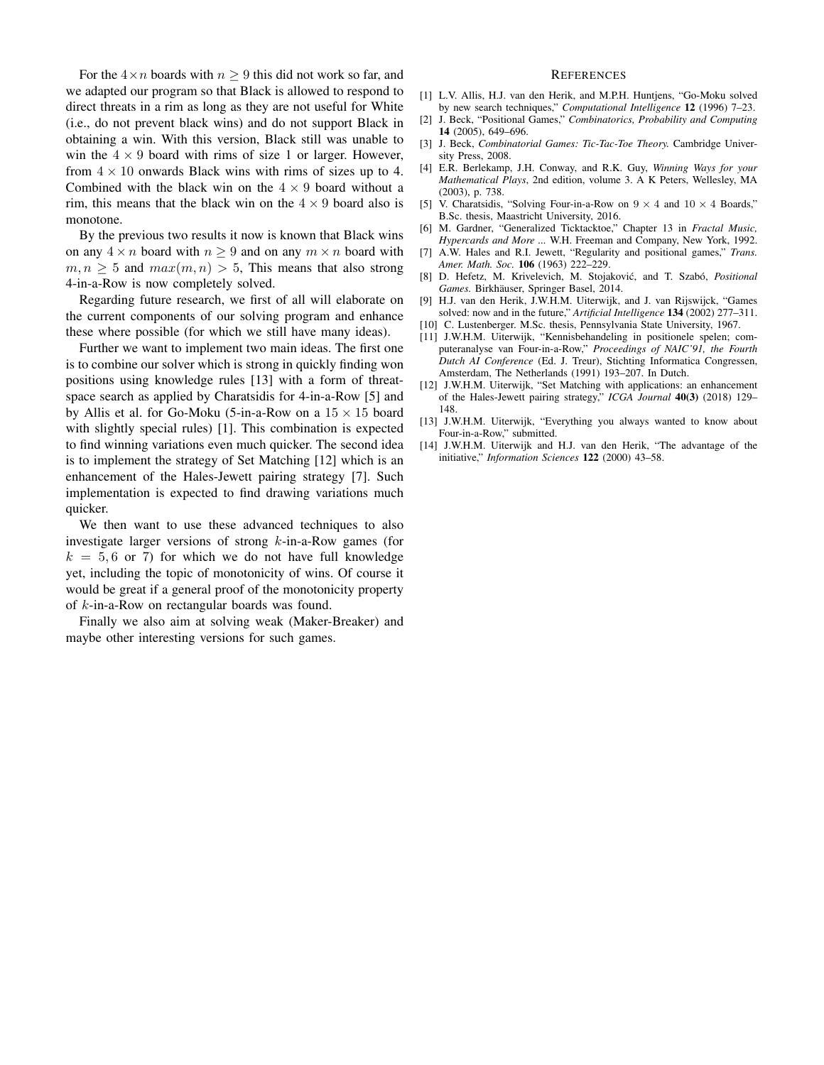For the $4 \times n$ boards with $n \geq 9$ this did not work so far, and we adapted our program so that Black is allowed to respond to direct threats in a rim as long as they are not useful for White (i.e., do not prevent black wins) and do not support Black in obtaining a win. With this version, Black still was unable to win the $4 \times 9$ board with rims of size 1 or larger. However, from $4 \times 10$ onwards Black wins with rims of sizes up to 4. Combined with the black win on the $4 \times 9$ board without a rim, this means that the black win on the $4 \times 9$ board also is monotone.

By the previous two results it now is known that Black wins on any $4 \times n$ board with $n \geq 9$ and on any $m \times n$ board with $m, n \geq 5$ and $max(m, n) > 5$, This means that also strong 4-in-a-Row is now completely solved.

Regarding future research, we first of all will elaborate on the current components of our solving program and enhance these where possible (for which we still have many ideas).

Further we want to implement two main ideas. The first one is to combine our solver which is strong in quickly finding won positions using knowledge rules [13] with a form of threat-space search as applied by Charatsidis for 4-in-a-Row [5] and by Allis et al. for Go-Moku (5-in-a-Row on a $15 \times 15$ board with slightly special rules) [1]. This combination is expected to find winning variations even much quicker. The second idea is to implement the strategy of Set Matching [12] which is an enhancement of the Hales-Jewett pairing strategy [7]. Such implementation is expected to find drawing variations much quicker.

We then want to use these advanced techniques to also investigate larger versions of strong $k$-in-a-Row games (for $k = 5, 6$ or 7) for which we do not have full knowledge yet, including the topic of monotonicity of wins. Of course it would be great if a general proof of the monotonicity property of $k$-in-a-Row on rectangular boards was found.

Finally we also aim at solving weak (Maker-Breaker) and maybe other interesting versions for such games.

## References

[1] L.V. Allis, H.J. van den Herik, and M.P.H. Huntjens, "Go-Moku solved by new search techniques," *Computational Intelligence* **12** (1996) 7–23.

[2] J. Beck, "Positional Games," *Combinatorics, Probability and Computing* **14** (2005), 649–696.

[3] J. Beck, *Combinatorial Games: Tic-Tac-Toe Theory.* Cambridge University Press, 2008.

[4] E.R. Berlekamp, J.H. Conway, and R.K. Guy, *Winning Ways for your Mathematical Plays*, 2nd edition, volume 3. A K Peters, Wellesley, MA (2003), p. 738.

[5] V. Charatsidis, "Solving Four-in-a-Row on $9 \times 4$ and $10 \times 4$ Boards," B.Sc. thesis, Maastricht University, 2016.

[6] M. Gardner, "Generalized Ticktacktoe," Chapter 13 in *Fractal Music, Hypercards and More ...* W.H. Freeman and Company, New York, 1992.

[7] A.W. Hales and R.I. Jewett, "Regularity and positional games," *Trans. Amer. Math. Soc.* **106** (1963) 222–229.

[8] D. Hefetz, M. Krivelevich, M. Stojaković, and T. Szabó, *Positional Games.* Birkhäuser, Springer Basel, 2014.

[9] H.J. van den Herik, J.W.H.M. Uiterwijk, and J. van Rijswijck, "Games solved: now and in the future," *Artificial Intelligence* **134** (2002) 277–311.

[10] C. Lustenberger. M.Sc. thesis, Pennsylvania State University, 1967.

[11] J.W.H.M. Uiterwijk, "Kennisbehandeling in positionele spelen; computeranalyse van Four-in-a-Row," *Proceedings of NAIC'91, the Fourth Dutch AI Conference* (Ed. J. Treur), Stichting Informatica Congressen, Amsterdam, The Netherlands (1991) 193–207. In Dutch.

[12] J.W.H.M. Uiterwijk, "Set Matching with applications: an enhancement of the Hales-Jewett pairing strategy," *ICGA Journal* **40(3)** (2018) 129–148.

[13] J.W.H.M. Uiterwijk, "Everything you always wanted to know about Four-in-a-Row," submitted.

[14] J.W.H.M. Uiterwijk and H.J. van den Herik, "The advantage of the initiative," *Information Sciences* **122** (2000) 43–58.